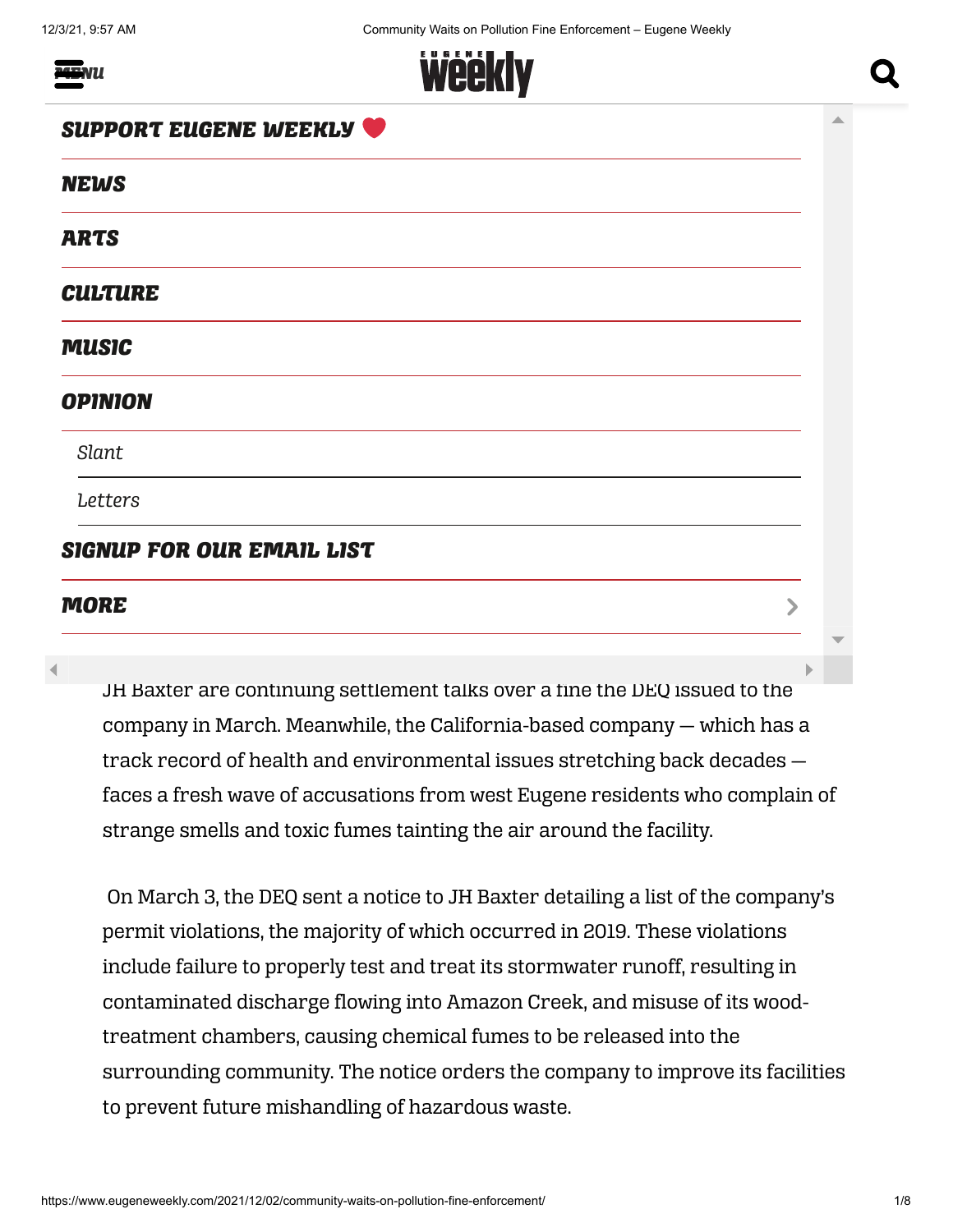SUPPORT EUGENE WEEKLY

NEWS

ARTS

CULTURE

MUSIC

OPINION

Slant

Letters

SIGNUP FOR OUR EMAIL LIST

MORE

JH Baxter are continuing settlement talks over a fine the DEQ issued to the company in March. Meanwhile, the California-based company — which has a track record of health and environmental issues stretching back decades — faces a fresh wave of accusations from west Eugene residents who complain of strange smells and toxic fumes tainting the air around the facility.

On March 3, the DEQ sent a notice to JH Baxter detailing a list of the company's permit violations, the majority of which occurred in 2019. These violations include failure to properly test and treat its stormwater runoff, resulting in contaminated discharge flowing into Amazon Creek, and misuse of its wood-treatment chambers, causing chemical fumes to be released into the surrounding community. The notice orders the company to improve its facilities to prevent future mishandling of hazardous waste.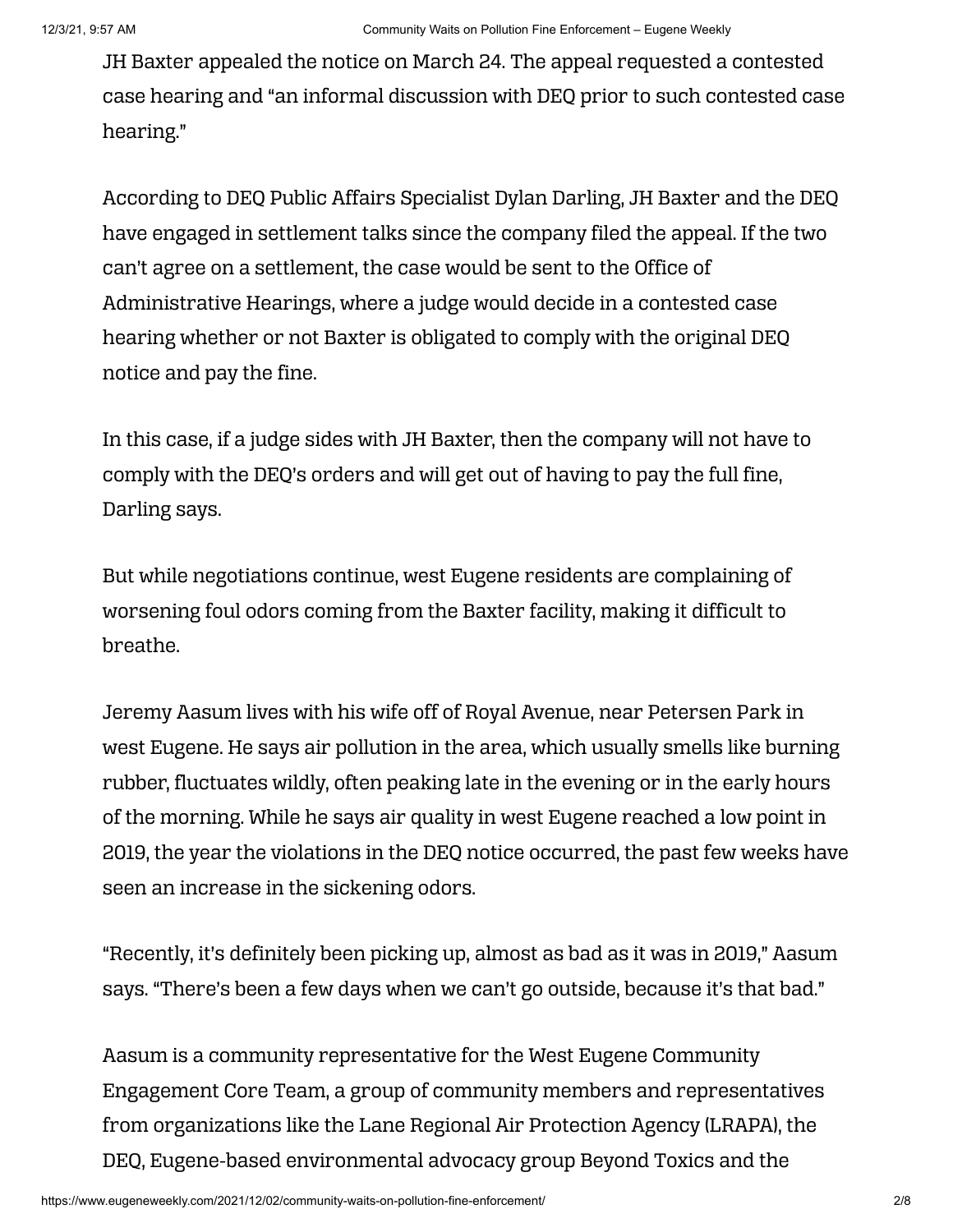JH Baxter appealed the notice on March 24. The appeal requested a contested case hearing and "an informal discussion with DEQ prior to such contested case hearing."

According to DEQ Public Affairs Specialist Dylan Darling, JH Baxter and the DEQ have engaged in settlement talks since the company filed the appeal. If the two can't agree on a settlement, the case would be sent to the Office of Administrative Hearings, where a judge would decide in a contested case hearing whether or not Baxter is obligated to comply with the original DEQ notice and pay the fine.

In this case, if a judge sides with JH Baxter, then the company will not have to comply with the DEQ's orders and will get out of having to pay the full fine, Darling says.

But while negotiations continue, west Eugene residents are complaining of worsening foul odors coming from the Baxter facility, making it difficult to breathe.

Jeremy Aasum lives with his wife off of Royal Avenue, near Petersen Park in west Eugene. He says air pollution in the area, which usually smells like burning rubber, fluctuates wildly, often peaking late in the evening or in the early hours of the morning. While he says air quality in west Eugene reached a low point in 2019, the year the violations in the DEQ notice occurred, the past few weeks have seen an increase in the sickening odors.

"Recently, it's definitely been picking up, almost as bad as it was in 2019," Aasum says. "There's been a few days when we can't go outside, because it's that bad."

Aasum is a community representative for the West Eugene Community Engagement Core Team, a group of community members and representatives from organizations like the Lane Regional Air Protection Agency (LRAPA), the DEQ, Eugene-based environmental advocacy group Beyond Toxics and the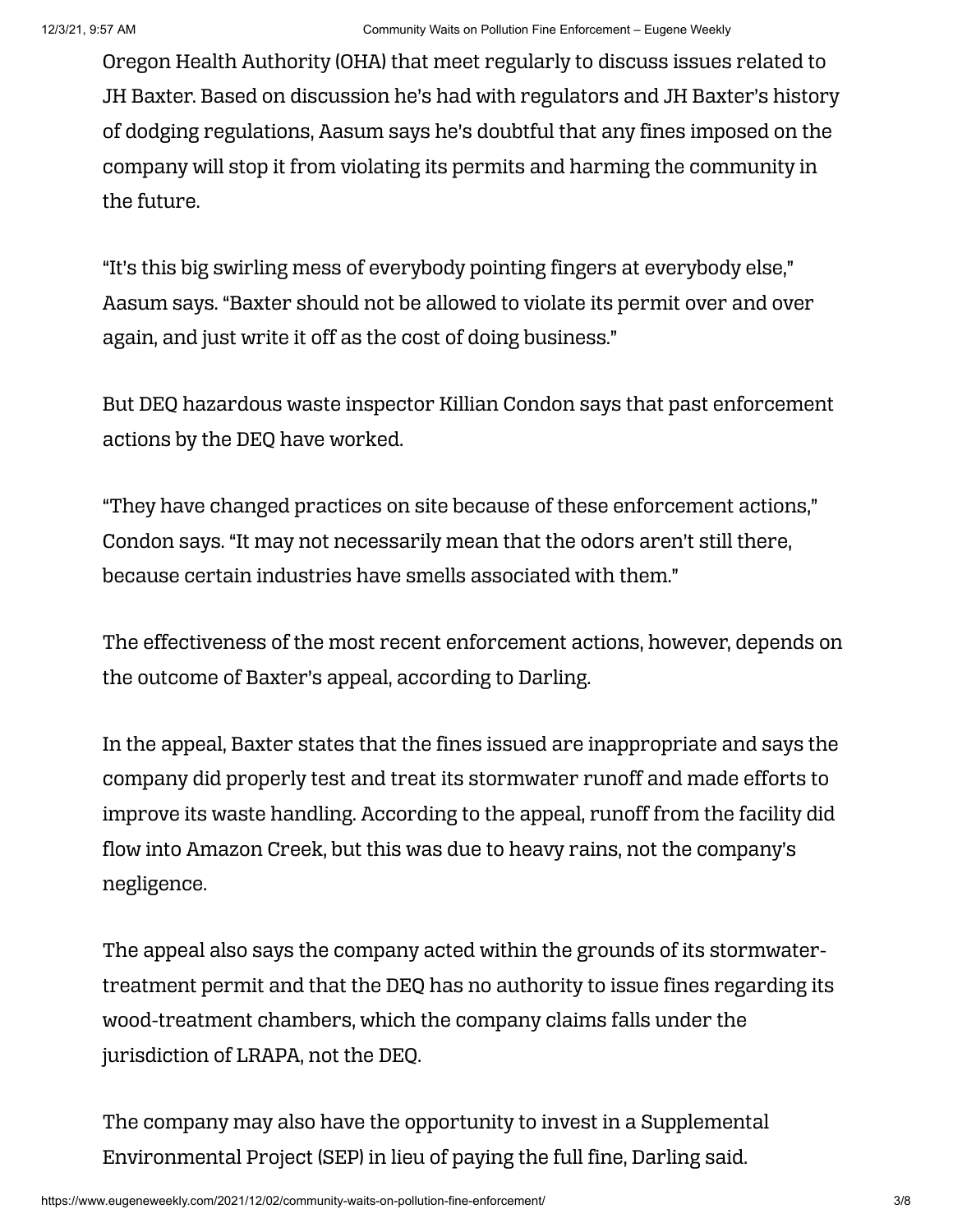Oregon Health Authority (OHA) that meet regularly to discuss issues related to JH Baxter. Based on discussion he's had with regulators and JH Baxter's history of dodging regulations, Aasum says he's doubtful that any fines imposed on the company will stop it from violating its permits and harming the community in the future.

"It's this big swirling mess of everybody pointing fingers at everybody else," Aasum says. "Baxter should not be allowed to violate its permit over and over again, and just write it off as the cost of doing business."

But DEQ hazardous waste inspector Killian Condon says that past enforcement actions by the DEQ have worked.

"They have changed practices on site because of these enforcement actions," Condon says. "It may not necessarily mean that the odors aren't still there, because certain industries have smells associated with them."

The effectiveness of the most recent enforcement actions, however, depends on the outcome of Baxter's appeal, according to Darling.

In the appeal, Baxter states that the fines issued are inappropriate and says the company did properly test and treat its stormwater runoff and made efforts to improve its waste handling. According to the appeal, runoff from the facility did flow into Amazon Creek, but this was due to heavy rains, not the company's negligence.

The appeal also says the company acted within the grounds of its stormwater-treatment permit and that the DEQ has no authority to issue fines regarding its wood-treatment chambers, which the company claims falls under the jurisdiction of LRAPA, not the DEQ.

The company may also have the opportunity to invest in a Supplemental Environmental Project (SEP) in lieu of paying the full fine, Darling said.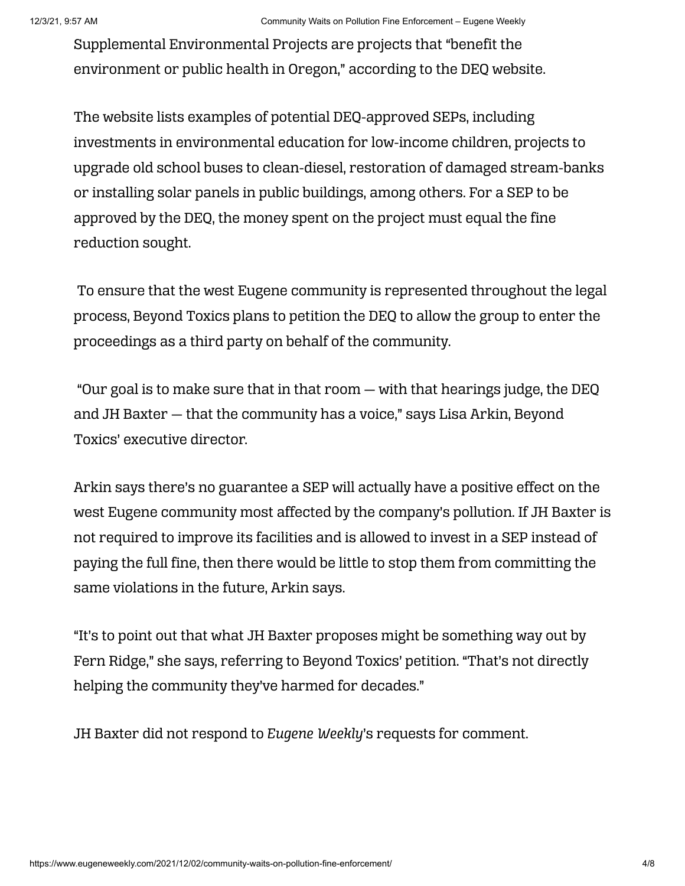Supplemental Environmental Projects are projects that "benefit the environment or public health in Oregon," according to the DEQ website.

The website lists examples of potential DEQ-approved SEPs, including investments in environmental education for low-income children, projects to upgrade old school buses to clean-diesel, restoration of damaged stream-banks or installing solar panels in public buildings, among others. For a SEP to be approved by the DEQ, the money spent on the project must equal the fine reduction sought.

To ensure that the west Eugene community is represented throughout the legal process, Beyond Toxics plans to petition the DEQ to allow the group to enter the proceedings as a third party on behalf of the community.

"Our goal is to make sure that in that room — with that hearings judge, the DEQ and JH Baxter — that the community has a voice," says Lisa Arkin, Beyond Toxics' executive director.

Arkin says there's no guarantee a SEP will actually have a positive effect on the west Eugene community most affected by the company's pollution. If JH Baxter is not required to improve its facilities and is allowed to invest in a SEP instead of paying the full fine, then there would be little to stop them from committing the same violations in the future, Arkin says.

"It's to point out that what JH Baxter proposes might be something way out by Fern Ridge," she says, referring to Beyond Toxics' petition. "That's not directly helping the community they've harmed for decades."

JH Baxter did not respond to *Eugene Weekly*'s requests for comment.